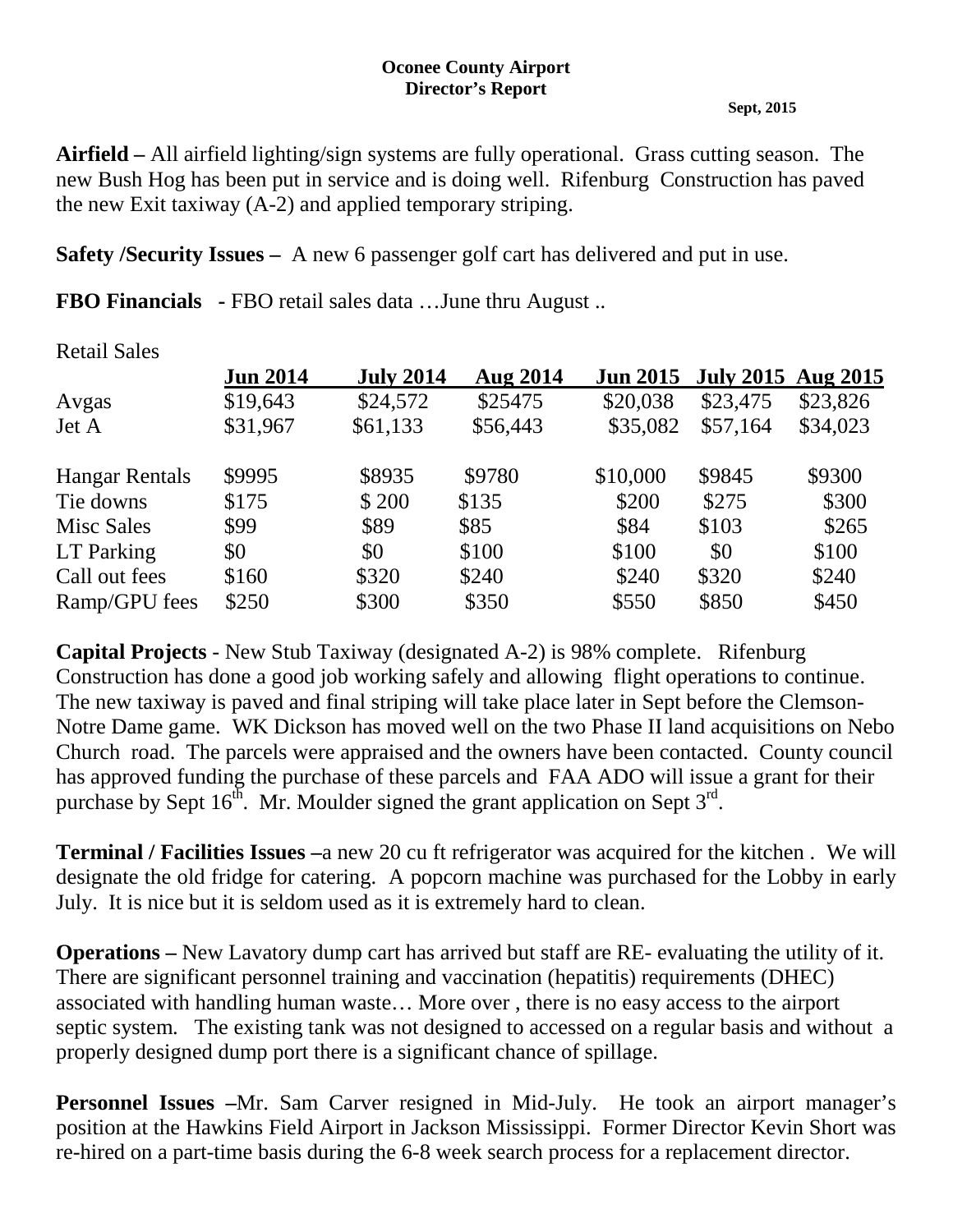**Oconee County Airport**
**Director's Report**

**Sept, 2015**

**Airfield –** All airfield lighting/sign systems are fully operational. Grass cutting season. The new Bush Hog has been put in service and is doing well. Rifenburg Construction has paved the new Exit taxiway (A-2) and applied temporary striping.

**Safety /Security Issues –** A new 6 passenger golf cart has delivered and put in use.

**FBO Financials -** FBO retail sales data …June thru August ..

Retail Sales

| | Jun 2014 | July 2014 | Aug 2014 | Jun 2015 | July 2015 | Aug 2015 |
|---|---|---|---|---|---|---|
| Avgas | $19,643 | $24,572 | $25475 | $20,038 | $23,475 | $23,826 |
| Jet A | $31,967 | $61,133 | $56,443 | $35,082 | $57,164 | $34,023 |
| Hangar Rentals | $9995 | $8935 | $9780 | $10,000 | $9845 | $9300 |
| Tie downs | $175 | $ 200 | $135 | $200 | $275 | $300 |
| Misc Sales | $99 | $89 | $85 | $84 | $103 | $265 |
| LT Parking | $0 | $0 | $100 | $100 | $0 | $100 |
| Call out fees | $160 | $320 | $240 | $240 | $320 | $240 |
| Ramp/GPU fees | $250 | $300 | $350 | $550 | $850 | $450 |

**Capital Projects** - New Stub Taxiway (designated A-2) is 98% complete. Rifenburg Construction has done a good job working safely and allowing flight operations to continue. The new taxiway is paved and final striping will take place later in Sept before the Clemson-Notre Dame game. WK Dickson has moved well on the two Phase II land acquisitions on Nebo Church road. The parcels were appraised and the owners have been contacted. County council has approved funding the purchase of these parcels and FAA ADO will issue a grant for their purchase by Sept 16th. Mr. Moulder signed the grant application on Sept 3rd.

**Terminal / Facilities Issues –**a new 20 cu ft refrigerator was acquired for the kitchen . We will designate the old fridge for catering. A popcorn machine was purchased for the Lobby in early July. It is nice but it is seldom used as it is extremely hard to clean.

**Operations –** New Lavatory dump cart has arrived but staff are RE- evaluating the utility of it. There are significant personnel training and vaccination (hepatitis) requirements (DHEC) associated with handling human waste… More over , there is no easy access to the airport septic system. The existing tank was not designed to accessed on a regular basis and without a properly designed dump port there is a significant chance of spillage.

**Personnel Issues –**Mr. Sam Carver resigned in Mid-July. He took an airport manager's position at the Hawkins Field Airport in Jackson Mississippi. Former Director Kevin Short was re-hired on a part-time basis during the 6-8 week search process for a replacement director.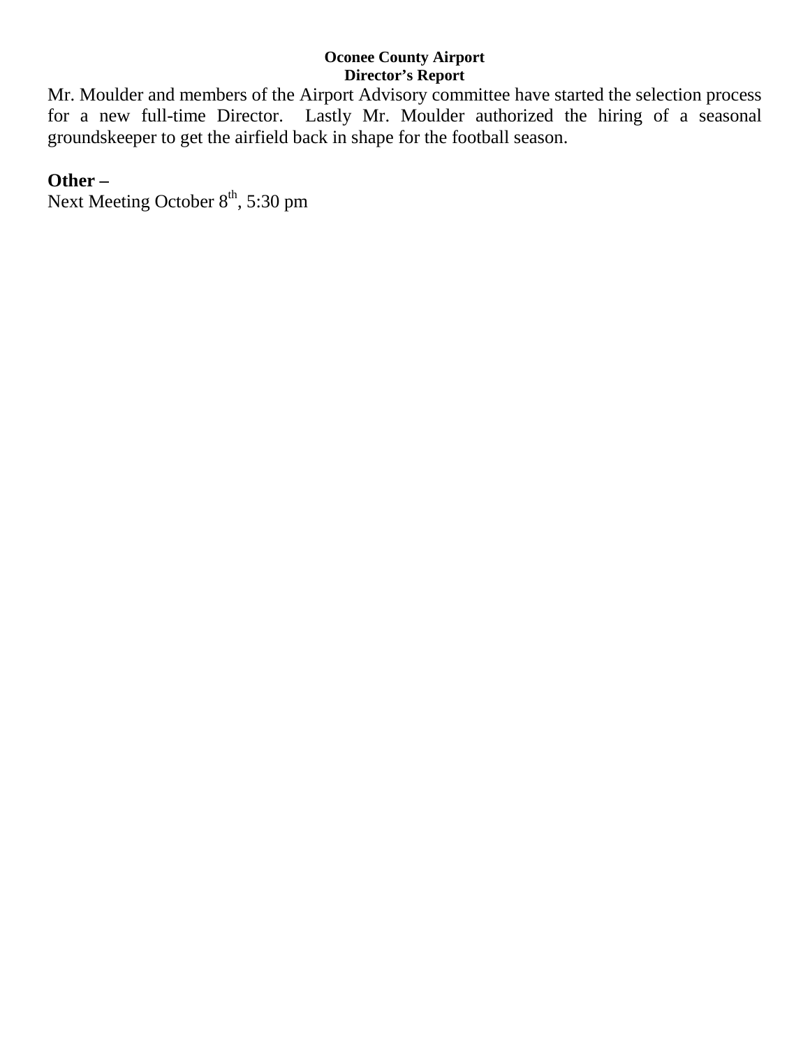**Oconee County Airport**
**Director's Report**

Mr. Moulder and members of the Airport Advisory committee have started the selection process for a new full-time Director. Lastly Mr. Moulder authorized the hiring of a seasonal groundskeeper to get the airfield back in shape for the football season.

**Other –**

Next Meeting October 8th, 5:30 pm